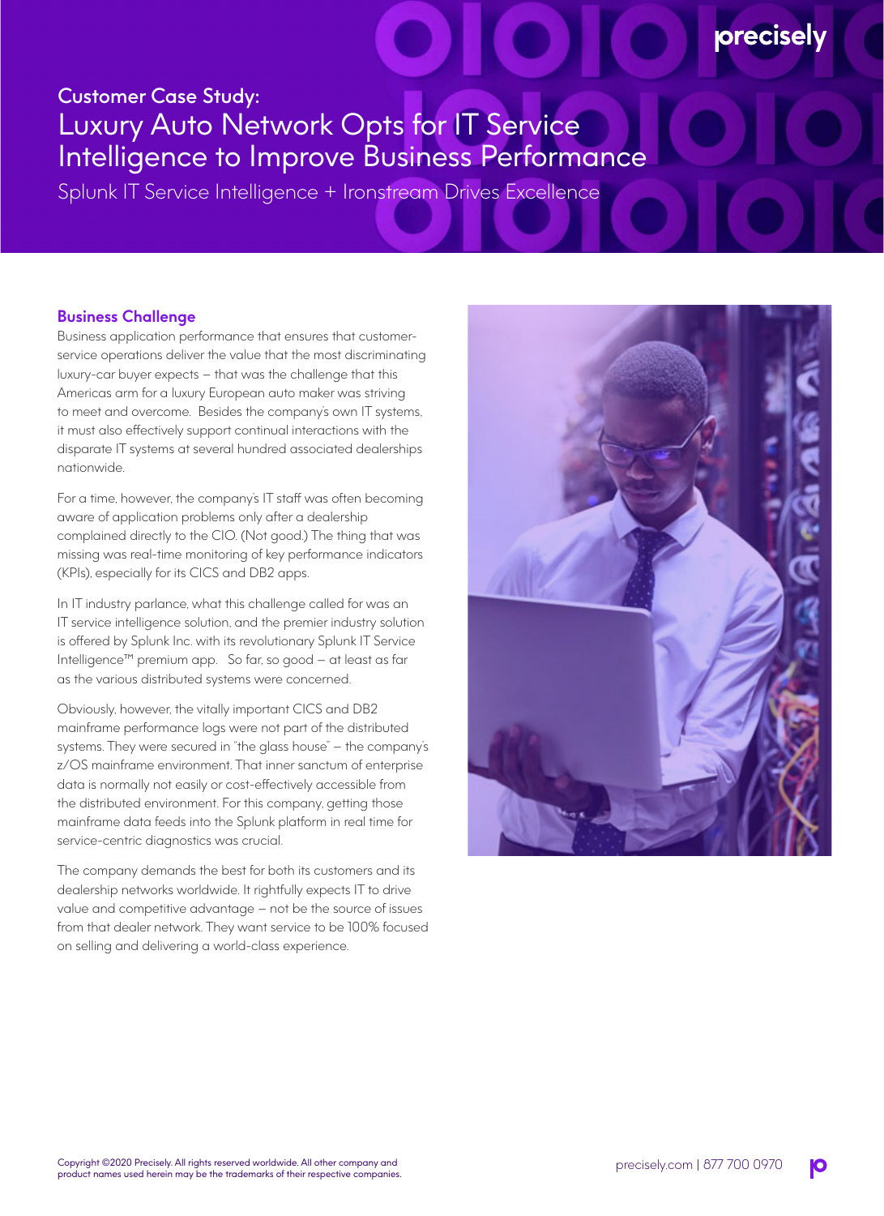Customer Case Study:

# Luxury Auto Network Opts for IT Service Intelligence to Improve Business Performance

Splunk IT Service Intelligence + Ironstream Drives Excellence

## Business Challenge

Business application performance that ensures that customer-service operations deliver the value that the most discriminating luxury-car buyer expects – that was the challenge that this Americas arm for a luxury European auto maker was striving to meet and overcome. Besides the company's own IT systems, it must also effectively support continual interactions with the disparate IT systems at several hundred associated dealerships nationwide.

For a time, however, the company's IT staff was often becoming aware of application problems only after a dealership complained directly to the CIO. (Not good.) The thing that was missing was real-time monitoring of key performance indicators (KPIs), especially for its CICS and DB2 apps.

In IT industry parlance, what this challenge called for was an IT service intelligence solution, and the premier industry solution is offered by Splunk Inc. with its revolutionary Splunk IT Service Intelligence™ premium app. So far, so good – at least as far as the various distributed systems were concerned.

Obviously, however, the vitally important CICS and DB2 mainframe performance logs were not part of the distributed systems. They were secured in "the glass house" – the company's z/OS mainframe environment. That inner sanctum of enterprise data is normally not easily or cost-effectively accessible from the distributed environment. For this company, getting those mainframe data feeds into the Splunk platform in real time for service-centric diagnostics was crucial.

The company demands the best for both its customers and its dealership networks worldwide. It rightfully expects IT to drive value and competitive advantage – not be the source of issues from that dealer network. They want service to be 100% focused on selling and delivering a world-class experience.

Copyright ©2020 Precisely. All rights reserved worldwide. All other company and product names used herein may be the trademarks of their respective companies.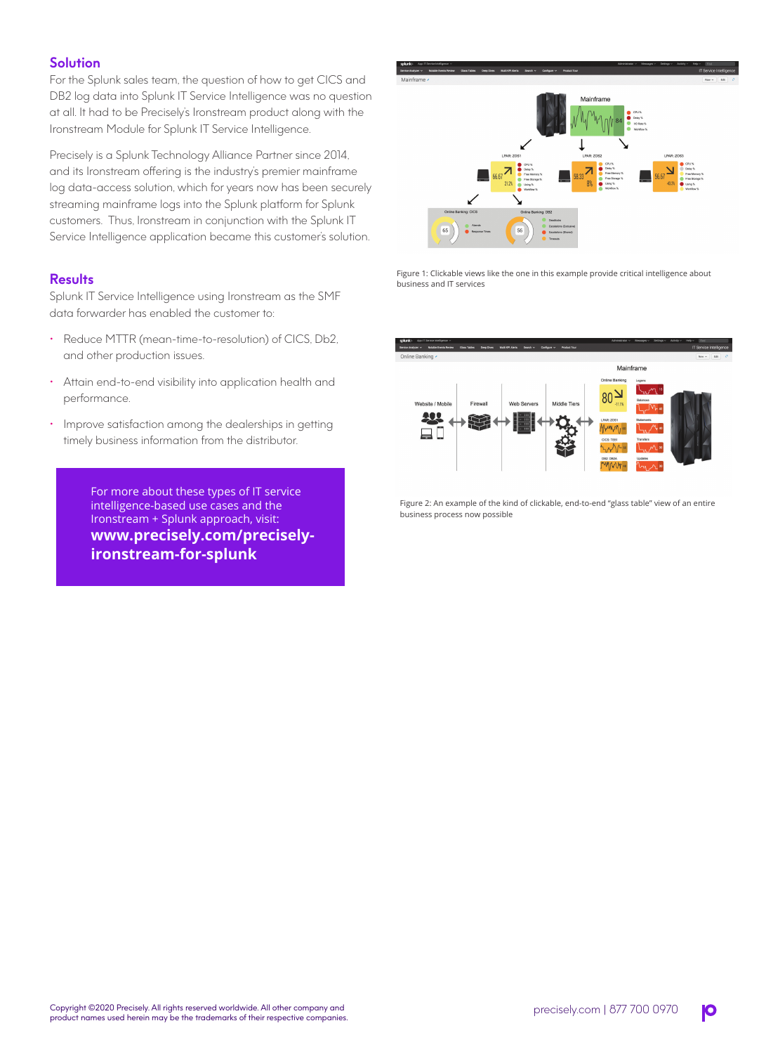## Solution

For the Splunk sales team, the question of how to get CICS and DB2 log data into Splunk IT Service Intelligence was no question at all. It had to be Precisely's Ironstream product along with the Ironstream Module for Splunk IT Service Intelligence.

Precisely is a Splunk Technology Alliance Partner since 2014, and its Ironstream offering is the industry's premier mainframe log data-access solution, which for years now has been securely streaming mainframe logs into the Splunk platform for Splunk customers. Thus, Ironstream in conjunction with the Splunk IT Service Intelligence application became this customer's solution.

## Results

Splunk IT Service Intelligence using Ironstream as the SMF data forwarder has enabled the customer to:

- Reduce MTTR (mean-time-to-resolution) of CICS, Db2, and other production issues.
- Attain end-to-end visibility into application health and performance.
- Improve satisfaction among the dealerships in getting timely business information from the distributor.

For more about these types of IT service intelligence-based use cases and the Ironstream + Splunk approach, visit:
**www.precisely.com/precisely-ironstream-for-splunk**

Figure 1: Clickable views like the one in this example provide critical intelligence about business and IT services

Figure 2: An example of the kind of clickable, end-to-end "glass table" view of an entire business process now possible

Copyright ©2020 Precisely. All rights reserved worldwide. All other company and product names used herein may be the trademarks of their respective companies.

precisely.com | 877 700 0970